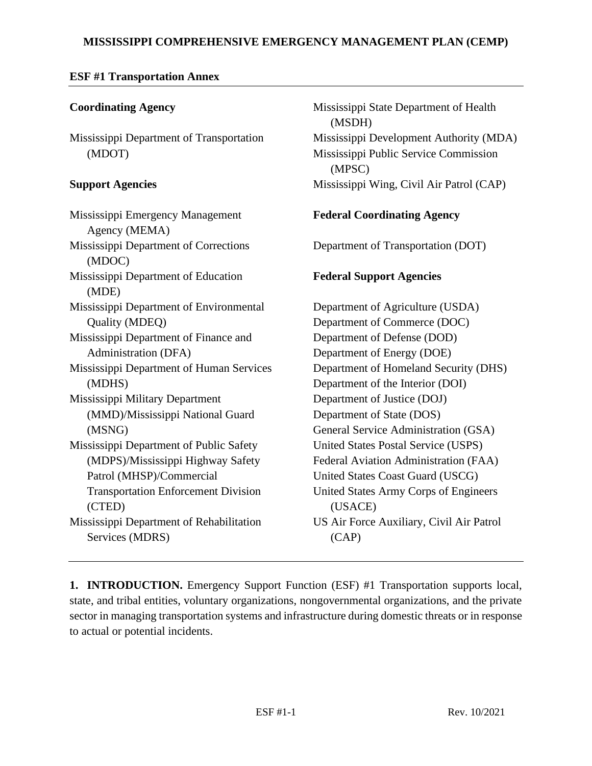# MISSISSIPPI COMPREHENSIVE EMERGENCY MANAGEMENT PLAN (CEMP)

## ESF #1 Transportation Annex

**Coordinating Agency**

Mississippi Department of Transportation (MDOT)

**Support Agencies**

Mississippi Emergency Management Agency (MEMA)
Mississippi Department of Corrections (MDOC)
Mississippi Department of Education (MDE)
Mississippi Department of Environmental Quality (MDEQ)
Mississippi Department of Finance and Administration (DFA)
Mississippi Department of Human Services (MDHS)
Mississippi Military Department (MMD)/Mississippi National Guard (MSNG)
Mississippi Department of Public Safety (MDPS)/Mississippi Highway Safety Patrol (MHSP)/Commercial Transportation Enforcement Division (CTED)
Mississippi Department of Rehabilitation Services (MDRS)
Mississippi State Department of Health (MSDH)
Mississippi Development Authority (MDA)
Mississippi Public Service Commission (MPSC)
Mississippi Wing, Civil Air Patrol (CAP)

**Federal Coordinating Agency**

Department of Transportation (DOT)

**Federal Support Agencies**

Department of Agriculture (USDA)
Department of Commerce (DOC)
Department of Defense (DOD)
Department of Energy (DOE)
Department of Homeland Security (DHS)
Department of the Interior (DOI)
Department of Justice (DOJ)
Department of State (DOS)
General Service Administration (GSA)
United States Postal Service (USPS)
Federal Aviation Administration (FAA)
United States Coast Guard (USCG)
United States Army Corps of Engineers (USACE)
US Air Force Auxiliary, Civil Air Patrol (CAP)

---

**1. INTRODUCTION.** Emergency Support Function (ESF) #1 Transportation supports local, state, and tribal entities, voluntary organizations, nongovernmental organizations, and the private sector in managing transportation systems and infrastructure during domestic threats or in response to actual or potential incidents.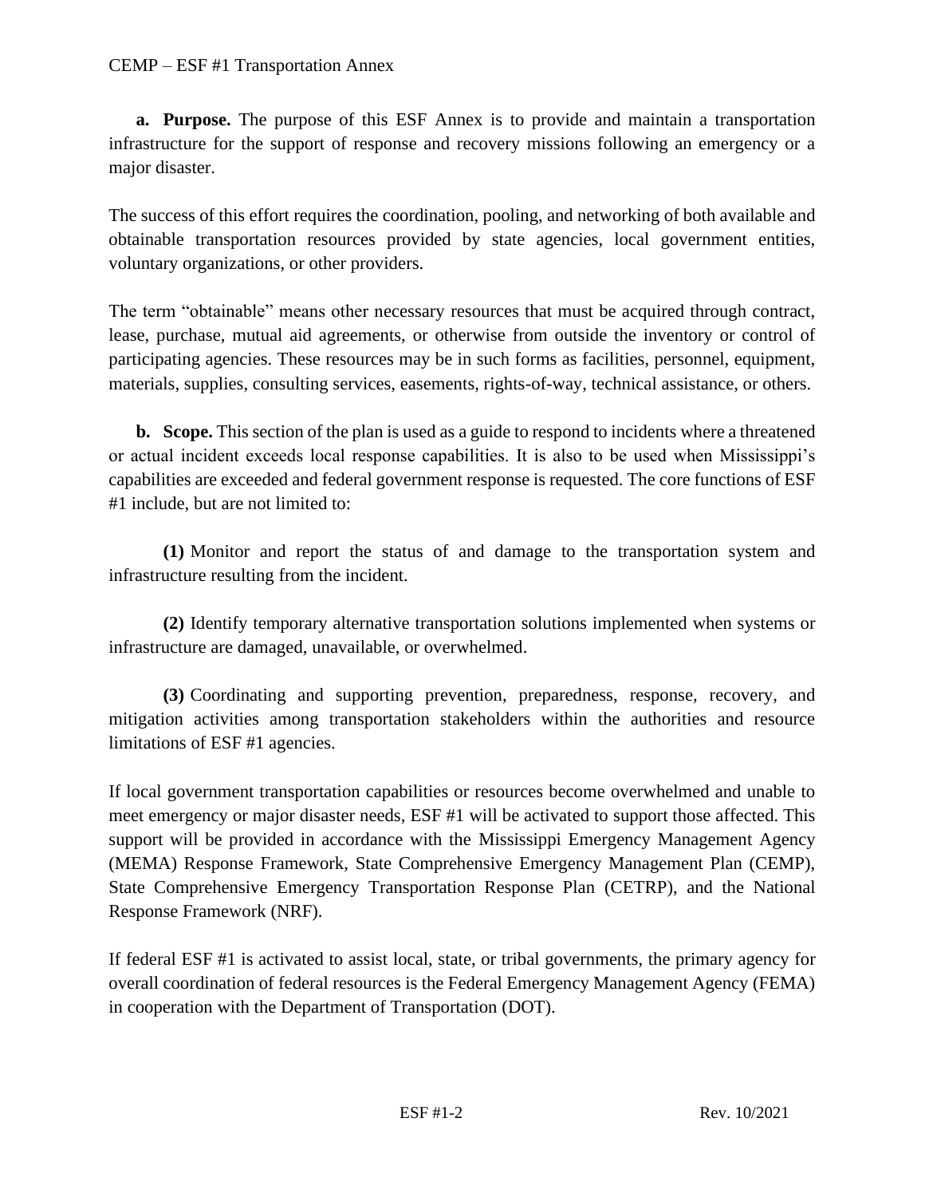**a. Purpose.** The purpose of this ESF Annex is to provide and maintain a transportation infrastructure for the support of response and recovery missions following an emergency or a major disaster.

The success of this effort requires the coordination, pooling, and networking of both available and obtainable transportation resources provided by state agencies, local government entities, voluntary organizations, or other providers.

The term "obtainable" means other necessary resources that must be acquired through contract, lease, purchase, mutual aid agreements, or otherwise from outside the inventory or control of participating agencies. These resources may be in such forms as facilities, personnel, equipment, materials, supplies, consulting services, easements, rights-of-way, technical assistance, or others.

**b. Scope.** This section of the plan is used as a guide to respond to incidents where a threatened or actual incident exceeds local response capabilities. It is also to be used when Mississippi's capabilities are exceeded and federal government response is requested. The core functions of ESF #1 include, but are not limited to:

**(1)** Monitor and report the status of and damage to the transportation system and infrastructure resulting from the incident.

**(2)** Identify temporary alternative transportation solutions implemented when systems or infrastructure are damaged, unavailable, or overwhelmed.

**(3)** Coordinating and supporting prevention, preparedness, response, recovery, and mitigation activities among transportation stakeholders within the authorities and resource limitations of ESF #1 agencies.

If local government transportation capabilities or resources become overwhelmed and unable to meet emergency or major disaster needs, ESF #1 will be activated to support those affected. This support will be provided in accordance with the Mississippi Emergency Management Agency (MEMA) Response Framework, State Comprehensive Emergency Management Plan (CEMP), State Comprehensive Emergency Transportation Response Plan (CETRP), and the National Response Framework (NRF).

If federal ESF #1 is activated to assist local, state, or tribal governments, the primary agency for overall coordination of federal resources is the Federal Emergency Management Agency (FEMA) in cooperation with the Department of Transportation (DOT).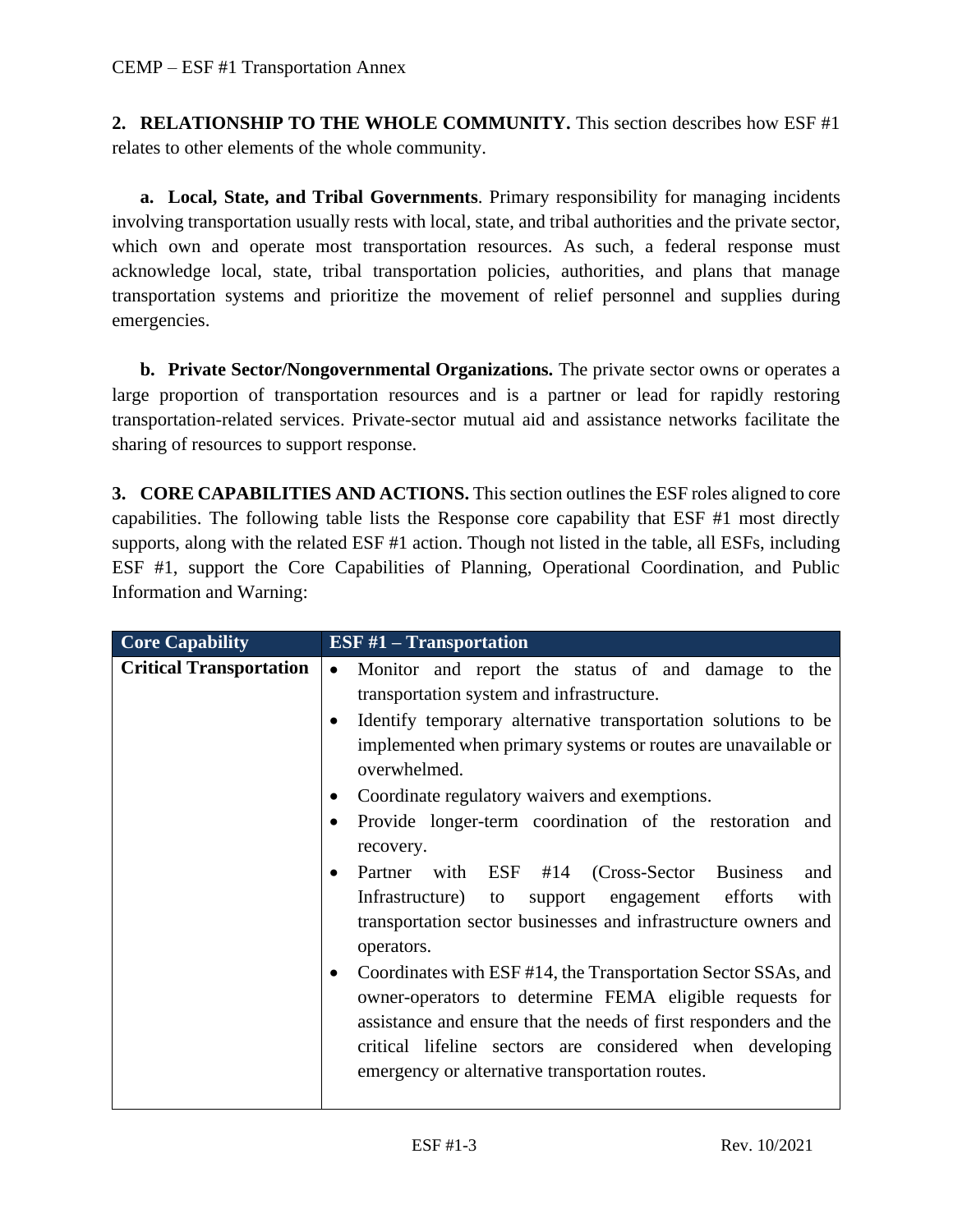**2. RELATIONSHIP TO THE WHOLE COMMUNITY.** This section describes how ESF #1 relates to other elements of the whole community.

**a. Local, State, and Tribal Governments**. Primary responsibility for managing incidents involving transportation usually rests with local, state, and tribal authorities and the private sector, which own and operate most transportation resources. As such, a federal response must acknowledge local, state, tribal transportation policies, authorities, and plans that manage transportation systems and prioritize the movement of relief personnel and supplies during emergencies.

**b. Private Sector/Nongovernmental Organizations.** The private sector owns or operates a large proportion of transportation resources and is a partner or lead for rapidly restoring transportation-related services. Private-sector mutual aid and assistance networks facilitate the sharing of resources to support response.

**3. CORE CAPABILITIES AND ACTIONS.** This section outlines the ESF roles aligned to core capabilities. The following table lists the Response core capability that ESF #1 most directly supports, along with the related ESF #1 action. Though not listed in the table, all ESFs, including ESF #1, support the Core Capabilities of Planning, Operational Coordination, and Public Information and Warning:

| Core Capability | ESF #1 – Transportation |
|---|---|
| **Critical Transportation** | • Monitor and report the status of and damage to the transportation system and infrastructure.<br>• Identify temporary alternative transportation solutions to be implemented when primary systems or routes are unavailable or overwhelmed.<br>• Coordinate regulatory waivers and exemptions.<br>• Provide longer-term coordination of the restoration and recovery.<br>• Partner with ESF #14 (Cross-Sector Business and Infrastructure) to support engagement efforts with transportation sector businesses and infrastructure owners and operators.<br>• Coordinates with ESF #14, the Transportation Sector SSAs, and owner-operators to determine FEMA eligible requests for assistance and ensure that the needs of first responders and the critical lifeline sectors are considered when developing emergency or alternative transportation routes. |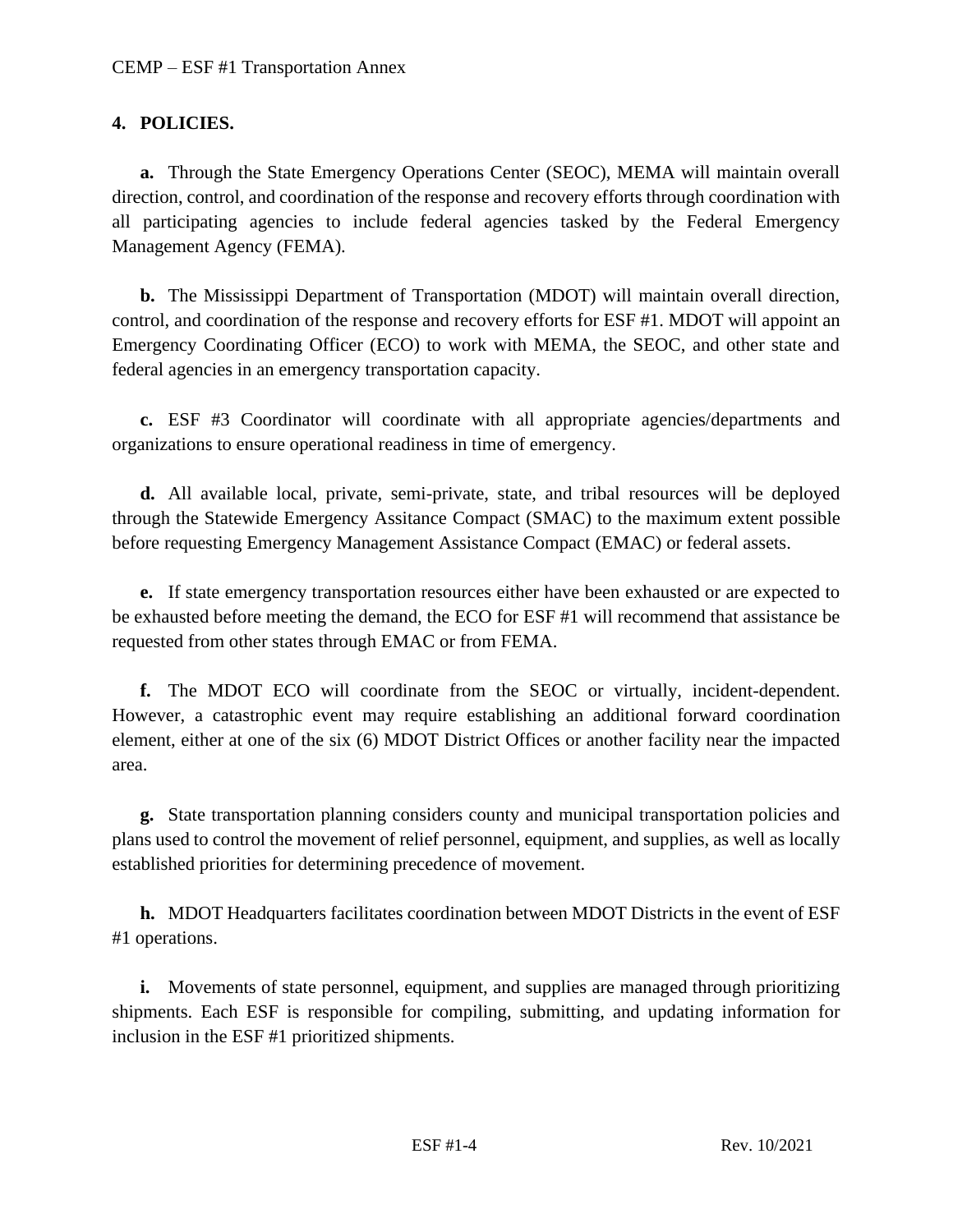## 4. POLICIES.

**a.** Through the State Emergency Operations Center (SEOC), MEMA will maintain overall direction, control, and coordination of the response and recovery efforts through coordination with all participating agencies to include federal agencies tasked by the Federal Emergency Management Agency (FEMA).

**b.** The Mississippi Department of Transportation (MDOT) will maintain overall direction, control, and coordination of the response and recovery efforts for ESF #1. MDOT will appoint an Emergency Coordinating Officer (ECO) to work with MEMA, the SEOC, and other state and federal agencies in an emergency transportation capacity.

**c.** ESF #3 Coordinator will coordinate with all appropriate agencies/departments and organizations to ensure operational readiness in time of emergency.

**d.** All available local, private, semi-private, state, and tribal resources will be deployed through the Statewide Emergency Assitance Compact (SMAC) to the maximum extent possible before requesting Emergency Management Assistance Compact (EMAC) or federal assets.

**e.** If state emergency transportation resources either have been exhausted or are expected to be exhausted before meeting the demand, the ECO for ESF #1 will recommend that assistance be requested from other states through EMAC or from FEMA.

**f.** The MDOT ECO will coordinate from the SEOC or virtually, incident-dependent. However, a catastrophic event may require establishing an additional forward coordination element, either at one of the six (6) MDOT District Offices or another facility near the impacted area.

**g.** State transportation planning considers county and municipal transportation policies and plans used to control the movement of relief personnel, equipment, and supplies, as well as locally established priorities for determining precedence of movement.

**h.** MDOT Headquarters facilitates coordination between MDOT Districts in the event of ESF #1 operations.

**i.** Movements of state personnel, equipment, and supplies are managed through prioritizing shipments. Each ESF is responsible for compiling, submitting, and updating information for inclusion in the ESF #1 prioritized shipments.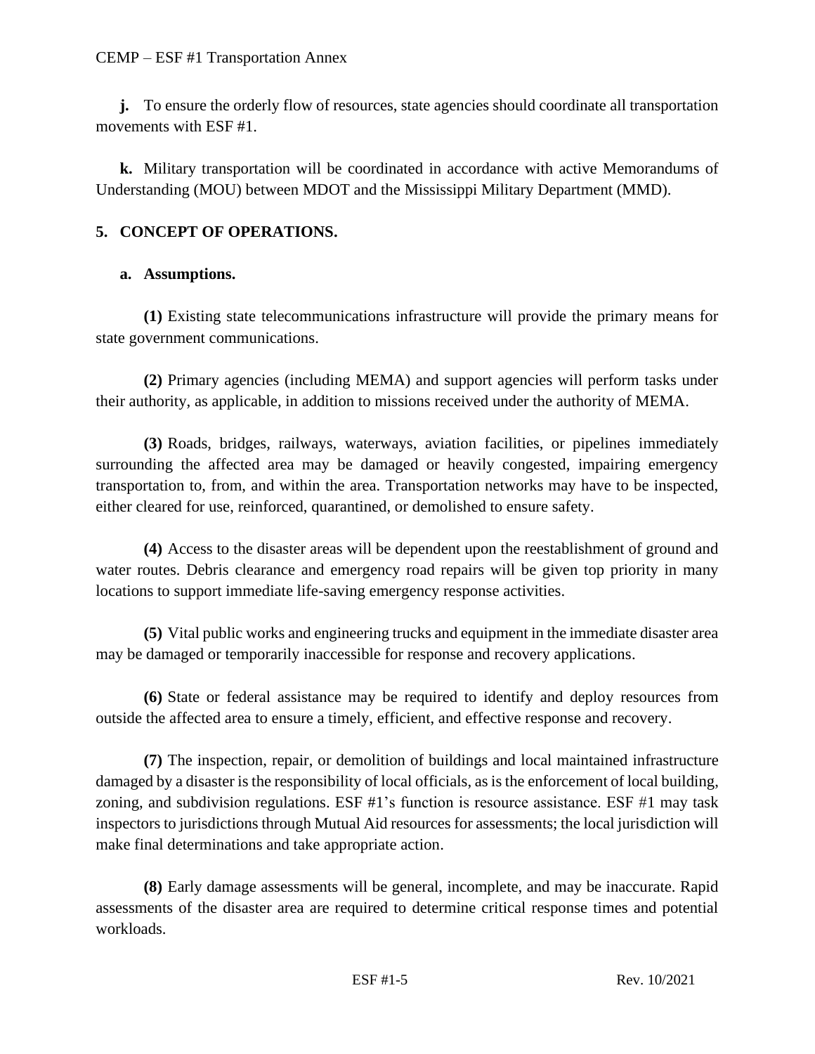**j.** To ensure the orderly flow of resources, state agencies should coordinate all transportation movements with ESF #1.

**k.** Military transportation will be coordinated in accordance with active Memorandums of Understanding (MOU) between MDOT and the Mississippi Military Department (MMD).

## 5. CONCEPT OF OPERATIONS.

### a. Assumptions.

**(1)** Existing state telecommunications infrastructure will provide the primary means for state government communications.

**(2)** Primary agencies (including MEMA) and support agencies will perform tasks under their authority, as applicable, in addition to missions received under the authority of MEMA.

**(3)** Roads, bridges, railways, waterways, aviation facilities, or pipelines immediately surrounding the affected area may be damaged or heavily congested, impairing emergency transportation to, from, and within the area. Transportation networks may have to be inspected, either cleared for use, reinforced, quarantined, or demolished to ensure safety.

**(4)** Access to the disaster areas will be dependent upon the reestablishment of ground and water routes. Debris clearance and emergency road repairs will be given top priority in many locations to support immediate life-saving emergency response activities.

**(5)** Vital public works and engineering trucks and equipment in the immediate disaster area may be damaged or temporarily inaccessible for response and recovery applications.

**(6)** State or federal assistance may be required to identify and deploy resources from outside the affected area to ensure a timely, efficient, and effective response and recovery.

**(7)** The inspection, repair, or demolition of buildings and local maintained infrastructure damaged by a disaster is the responsibility of local officials, as is the enforcement of local building, zoning, and subdivision regulations. ESF #1's function is resource assistance. ESF #1 may task inspectors to jurisdictions through Mutual Aid resources for assessments; the local jurisdiction will make final determinations and take appropriate action.

**(8)** Early damage assessments will be general, incomplete, and may be inaccurate. Rapid assessments of the disaster area are required to determine critical response times and potential workloads.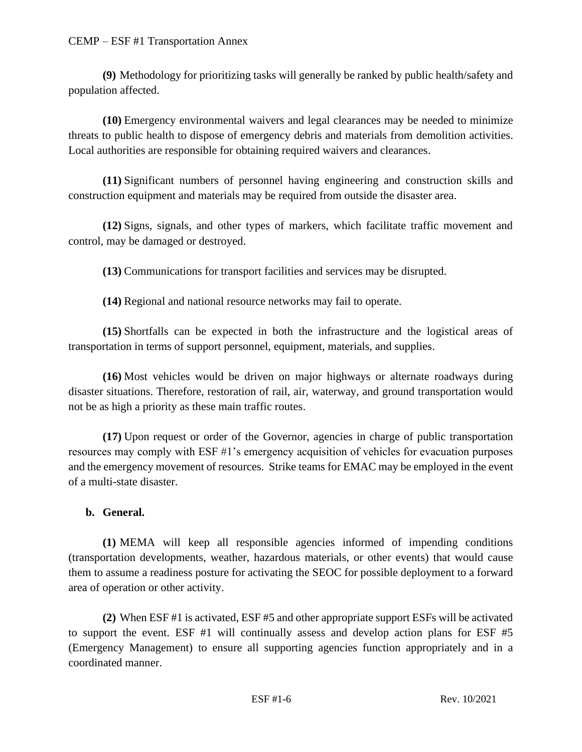**(9)** Methodology for prioritizing tasks will generally be ranked by public health/safety and population affected.

**(10)** Emergency environmental waivers and legal clearances may be needed to minimize threats to public health to dispose of emergency debris and materials from demolition activities. Local authorities are responsible for obtaining required waivers and clearances.

**(11)** Significant numbers of personnel having engineering and construction skills and construction equipment and materials may be required from outside the disaster area.

**(12)** Signs, signals, and other types of markers, which facilitate traffic movement and control, may be damaged or destroyed.

**(13)** Communications for transport facilities and services may be disrupted.

**(14)** Regional and national resource networks may fail to operate.

**(15)** Shortfalls can be expected in both the infrastructure and the logistical areas of transportation in terms of support personnel, equipment, materials, and supplies.

**(16)** Most vehicles would be driven on major highways or alternate roadways during disaster situations. Therefore, restoration of rail, air, waterway, and ground transportation would not be as high a priority as these main traffic routes.

**(17)** Upon request or order of the Governor, agencies in charge of public transportation resources may comply with ESF #1's emergency acquisition of vehicles for evacuation purposes and the emergency movement of resources. Strike teams for EMAC may be employed in the event of a multi-state disaster.

**b. General.**

**(1)** MEMA will keep all responsible agencies informed of impending conditions (transportation developments, weather, hazardous materials, or other events) that would cause them to assume a readiness posture for activating the SEOC for possible deployment to a forward area of operation or other activity.

**(2)** When ESF #1 is activated, ESF #5 and other appropriate support ESFs will be activated to support the event. ESF #1 will continually assess and develop action plans for ESF #5 (Emergency Management) to ensure all supporting agencies function appropriately and in a coordinated manner.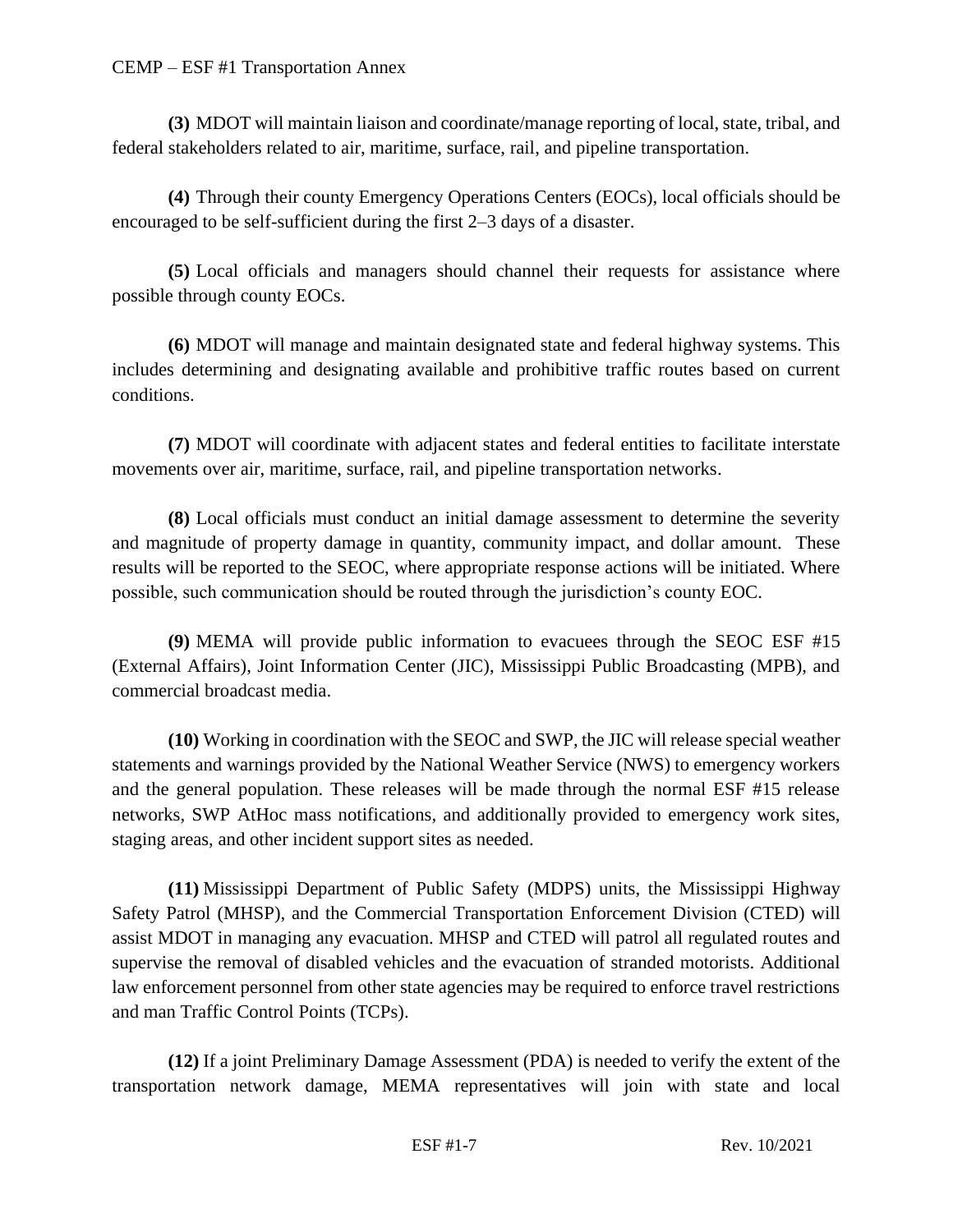**(3)** MDOT will maintain liaison and coordinate/manage reporting of local, state, tribal, and federal stakeholders related to air, maritime, surface, rail, and pipeline transportation.

**(4)** Through their county Emergency Operations Centers (EOCs), local officials should be encouraged to be self-sufficient during the first 2–3 days of a disaster.

**(5)** Local officials and managers should channel their requests for assistance where possible through county EOCs.

**(6)** MDOT will manage and maintain designated state and federal highway systems. This includes determining and designating available and prohibitive traffic routes based on current conditions.

**(7)** MDOT will coordinate with adjacent states and federal entities to facilitate interstate movements over air, maritime, surface, rail, and pipeline transportation networks.

**(8)** Local officials must conduct an initial damage assessment to determine the severity and magnitude of property damage in quantity, community impact, and dollar amount. These results will be reported to the SEOC, where appropriate response actions will be initiated. Where possible, such communication should be routed through the jurisdiction's county EOC.

**(9)** MEMA will provide public information to evacuees through the SEOC ESF #15 (External Affairs), Joint Information Center (JIC), Mississippi Public Broadcasting (MPB), and commercial broadcast media.

**(10)** Working in coordination with the SEOC and SWP, the JIC will release special weather statements and warnings provided by the National Weather Service (NWS) to emergency workers and the general population. These releases will be made through the normal ESF #15 release networks, SWP AtHoc mass notifications, and additionally provided to emergency work sites, staging areas, and other incident support sites as needed.

**(11)** Mississippi Department of Public Safety (MDPS) units, the Mississippi Highway Safety Patrol (MHSP), and the Commercial Transportation Enforcement Division (CTED) will assist MDOT in managing any evacuation. MHSP and CTED will patrol all regulated routes and supervise the removal of disabled vehicles and the evacuation of stranded motorists. Additional law enforcement personnel from other state agencies may be required to enforce travel restrictions and man Traffic Control Points (TCPs).

**(12)** If a joint Preliminary Damage Assessment (PDA) is needed to verify the extent of the transportation network damage, MEMA representatives will join with state and local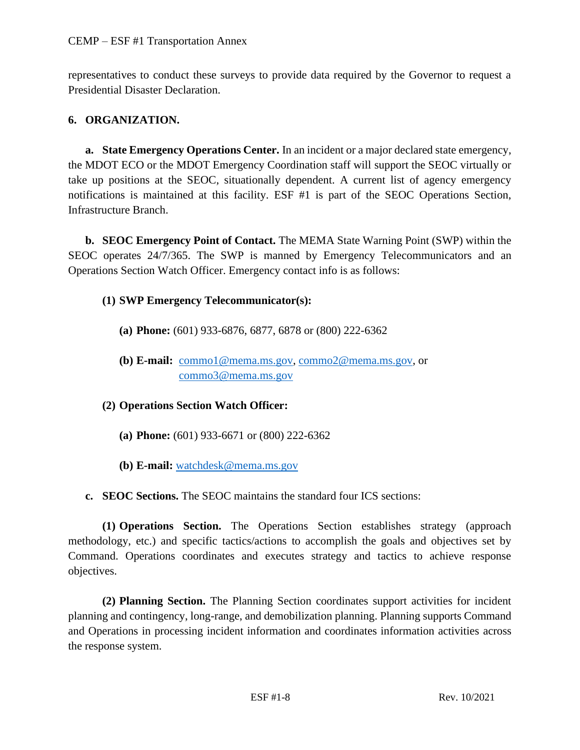representatives to conduct these surveys to provide data required by the Governor to request a Presidential Disaster Declaration.

## 6. ORGANIZATION.

**a. State Emergency Operations Center.** In an incident or a major declared state emergency, the MDOT ECO or the MDOT Emergency Coordination staff will support the SEOC virtually or take up positions at the SEOC, situationally dependent. A current list of agency emergency notifications is maintained at this facility. ESF #1 is part of the SEOC Operations Section, Infrastructure Branch.

**b. SEOC Emergency Point of Contact.** The MEMA State Warning Point (SWP) within the SEOC operates 24/7/365. The SWP is manned by Emergency Telecommunicators and an Operations Section Watch Officer. Emergency contact info is as follows:

**(1) SWP Emergency Telecommunicator(s):**

**(a) Phone:** (601) 933-6876, 6877, 6878 or (800) 222-6362

**(b) E-mail:** commo1@mema.ms.gov, commo2@mema.ms.gov, or commo3@mema.ms.gov

**(2) Operations Section Watch Officer:**

**(a) Phone:** (601) 933-6671 or (800) 222-6362

**(b) E-mail:** watchdesk@mema.ms.gov

**c. SEOC Sections.** The SEOC maintains the standard four ICS sections:

**(1) Operations Section.** The Operations Section establishes strategy (approach methodology, etc.) and specific tactics/actions to accomplish the goals and objectives set by Command. Operations coordinates and executes strategy and tactics to achieve response objectives.

**(2) Planning Section.** The Planning Section coordinates support activities for incident planning and contingency, long-range, and demobilization planning. Planning supports Command and Operations in processing incident information and coordinates information activities across the response system.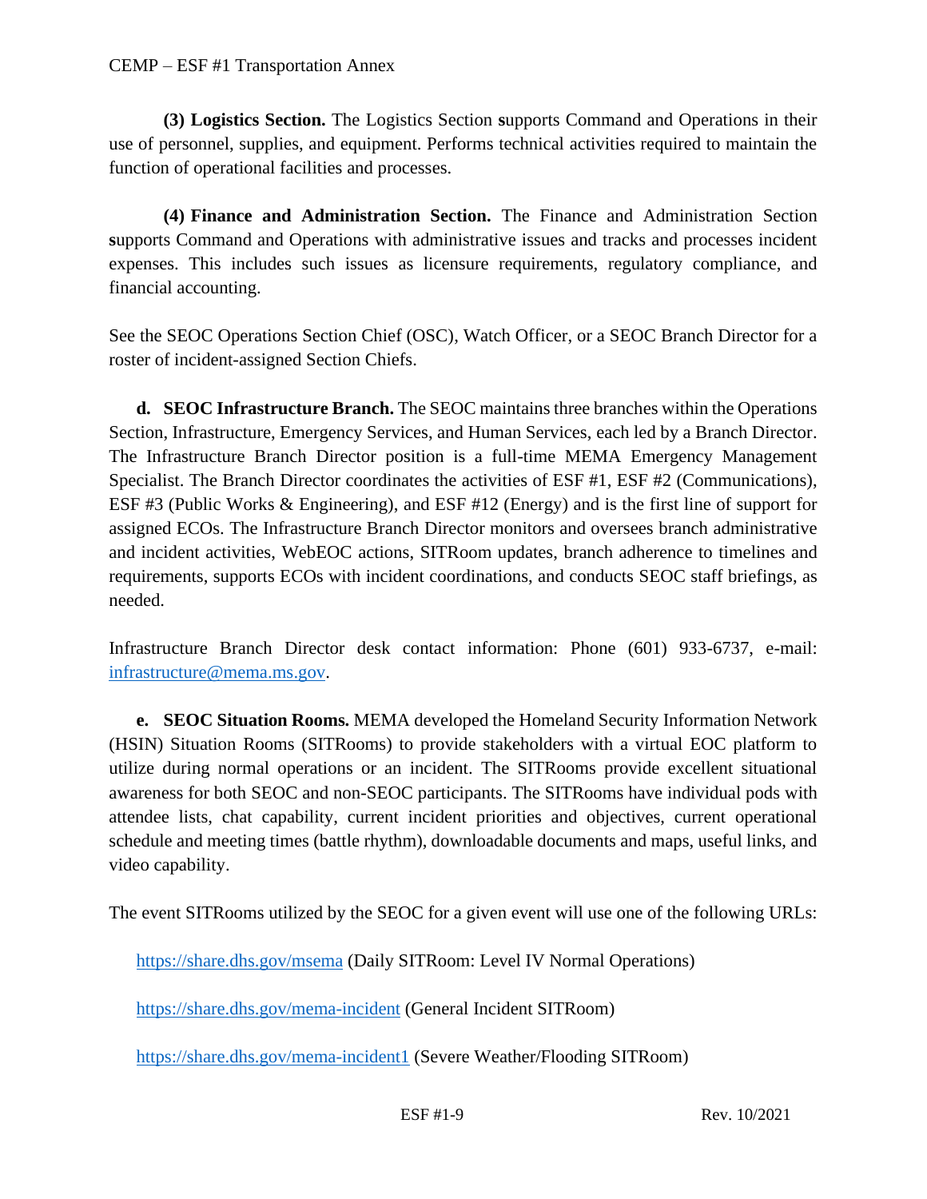**(3) Logistics Section.** The Logistics Section supports Command and Operations in their use of personnel, supplies, and equipment. Performs technical activities required to maintain the function of operational facilities and processes.

**(4) Finance and Administration Section.** The Finance and Administration Section supports Command and Operations with administrative issues and tracks and processes incident expenses. This includes such issues as licensure requirements, regulatory compliance, and financial accounting.

See the SEOC Operations Section Chief (OSC), Watch Officer, or a SEOC Branch Director for a roster of incident-assigned Section Chiefs.

**d. SEOC Infrastructure Branch.** The SEOC maintains three branches within the Operations Section, Infrastructure, Emergency Services, and Human Services, each led by a Branch Director. The Infrastructure Branch Director position is a full-time MEMA Emergency Management Specialist. The Branch Director coordinates the activities of ESF #1, ESF #2 (Communications), ESF #3 (Public Works & Engineering), and ESF #12 (Energy) and is the first line of support for assigned ECOs. The Infrastructure Branch Director monitors and oversees branch administrative and incident activities, WebEOC actions, SITRoom updates, branch adherence to timelines and requirements, supports ECOs with incident coordinations, and conducts SEOC staff briefings, as needed.

Infrastructure Branch Director desk contact information: Phone (601) 933-6737, e-mail: infrastructure@mema.ms.gov.

**e. SEOC Situation Rooms.** MEMA developed the Homeland Security Information Network (HSIN) Situation Rooms (SITRooms) to provide stakeholders with a virtual EOC platform to utilize during normal operations or an incident. The SITRooms provide excellent situational awareness for both SEOC and non-SEOC participants. The SITRooms have individual pods with attendee lists, chat capability, current incident priorities and objectives, current operational schedule and meeting times (battle rhythm), downloadable documents and maps, useful links, and video capability.

The event SITRooms utilized by the SEOC for a given event will use one of the following URLs:

https://share.dhs.gov/msema (Daily SITRoom: Level IV Normal Operations)

https://share.dhs.gov/mema-incident (General Incident SITRoom)

https://share.dhs.gov/mema-incident1 (Severe Weather/Flooding SITRoom)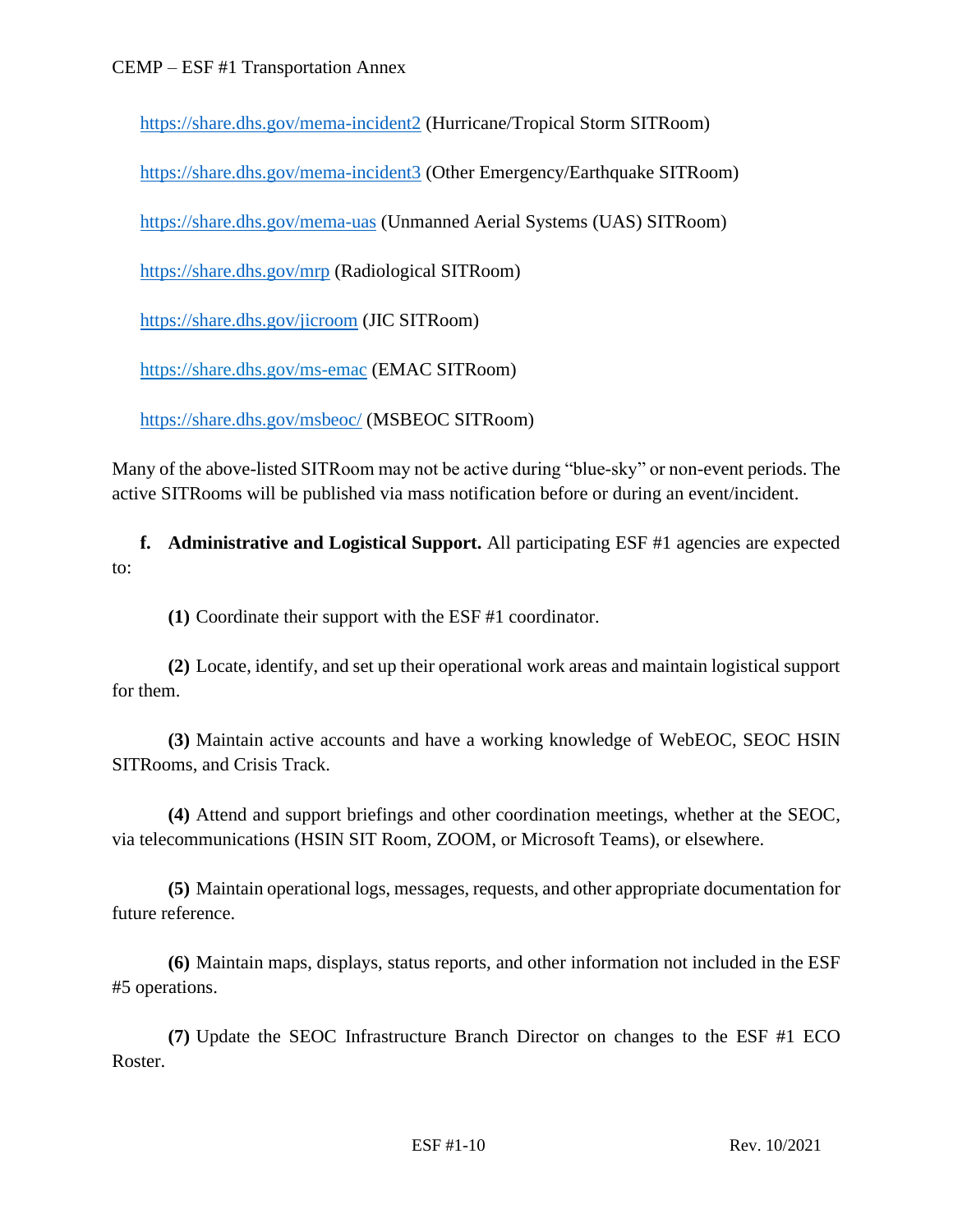https://share.dhs.gov/mema-incident2 (Hurricane/Tropical Storm SITRoom)

https://share.dhs.gov/mema-incident3 (Other Emergency/Earthquake SITRoom)

https://share.dhs.gov/mema-uas (Unmanned Aerial Systems (UAS) SITRoom)

https://share.dhs.gov/mrp (Radiological SITRoom)

https://share.dhs.gov/jicroom (JIC SITRoom)

https://share.dhs.gov/ms-emac (EMAC SITRoom)

https://share.dhs.gov/msbeoc/ (MSBEOC SITRoom)

Many of the above-listed SITRoom may not be active during "blue-sky" or non-event periods. The active SITRooms will be published via mass notification before or during an event/incident.

**f. Administrative and Logistical Support.** All participating ESF #1 agencies are expected to:

**(1)** Coordinate their support with the ESF #1 coordinator.

**(2)** Locate, identify, and set up their operational work areas and maintain logistical support for them.

**(3)** Maintain active accounts and have a working knowledge of WebEOC, SEOC HSIN SITRooms, and Crisis Track.

**(4)** Attend and support briefings and other coordination meetings, whether at the SEOC, via telecommunications (HSIN SIT Room, ZOOM, or Microsoft Teams), or elsewhere.

**(5)** Maintain operational logs, messages, requests, and other appropriate documentation for future reference.

**(6)** Maintain maps, displays, status reports, and other information not included in the ESF #5 operations.

**(7)** Update the SEOC Infrastructure Branch Director on changes to the ESF #1 ECO Roster.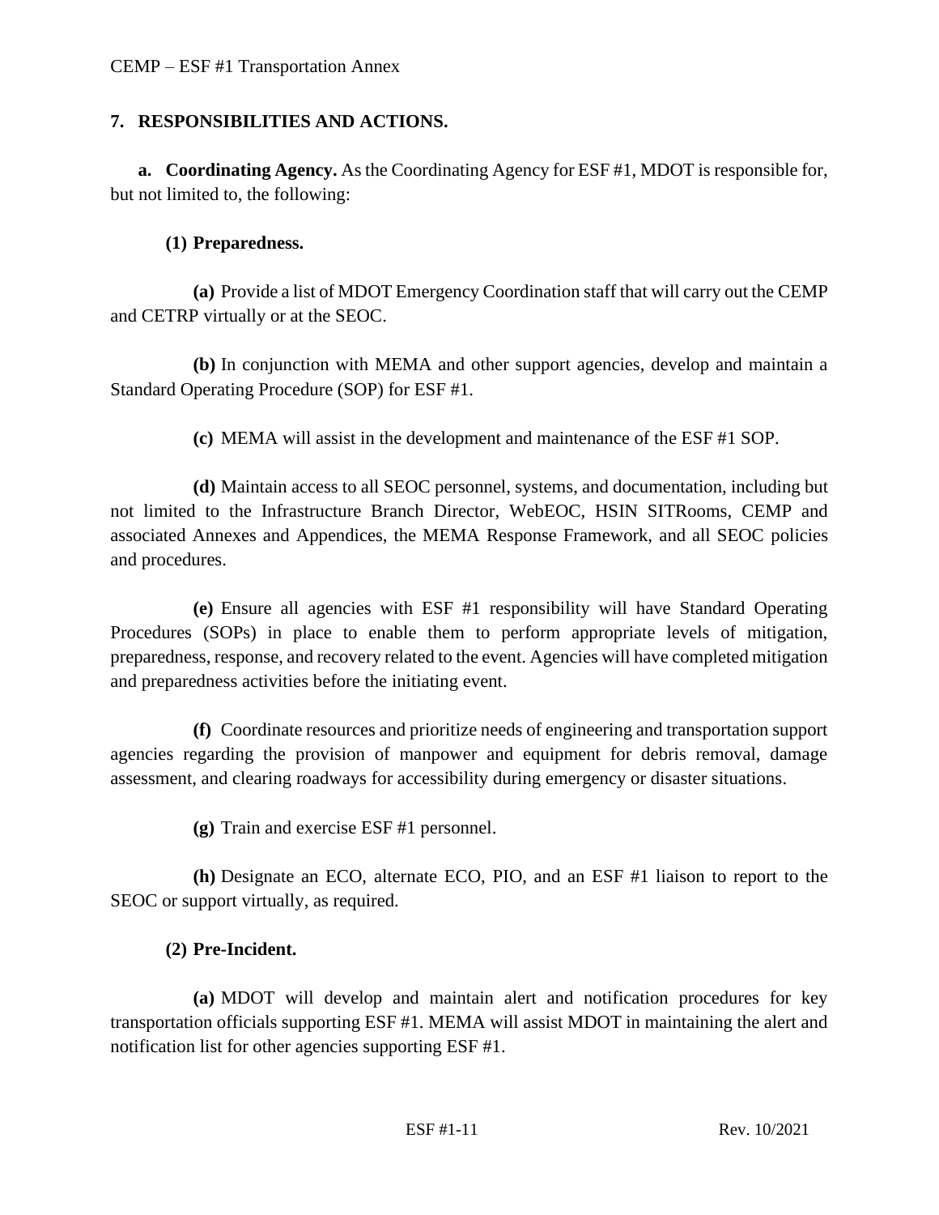## 7. RESPONSIBILITIES AND ACTIONS.

**a. Coordinating Agency.** As the Coordinating Agency for ESF #1, MDOT is responsible for, but not limited to, the following:

**(1) Preparedness.**

**(a)** Provide a list of MDOT Emergency Coordination staff that will carry out the CEMP and CETRP virtually or at the SEOC.

**(b)** In conjunction with MEMA and other support agencies, develop and maintain a Standard Operating Procedure (SOP) for ESF #1.

**(c)** MEMA will assist in the development and maintenance of the ESF #1 SOP.

**(d)** Maintain access to all SEOC personnel, systems, and documentation, including but not limited to the Infrastructure Branch Director, WebEOC, HSIN SITRooms, CEMP and associated Annexes and Appendices, the MEMA Response Framework, and all SEOC policies and procedures.

**(e)** Ensure all agencies with ESF #1 responsibility will have Standard Operating Procedures (SOPs) in place to enable them to perform appropriate levels of mitigation, preparedness, response, and recovery related to the event. Agencies will have completed mitigation and preparedness activities before the initiating event.

**(f)** Coordinate resources and prioritize needs of engineering and transportation support agencies regarding the provision of manpower and equipment for debris removal, damage assessment, and clearing roadways for accessibility during emergency or disaster situations.

**(g)** Train and exercise ESF #1 personnel.

**(h)** Designate an ECO, alternate ECO, PIO, and an ESF #1 liaison to report to the SEOC or support virtually, as required.

**(2) Pre-Incident.**

**(a)** MDOT will develop and maintain alert and notification procedures for key transportation officials supporting ESF #1. MEMA will assist MDOT in maintaining the alert and notification list for other agencies supporting ESF #1.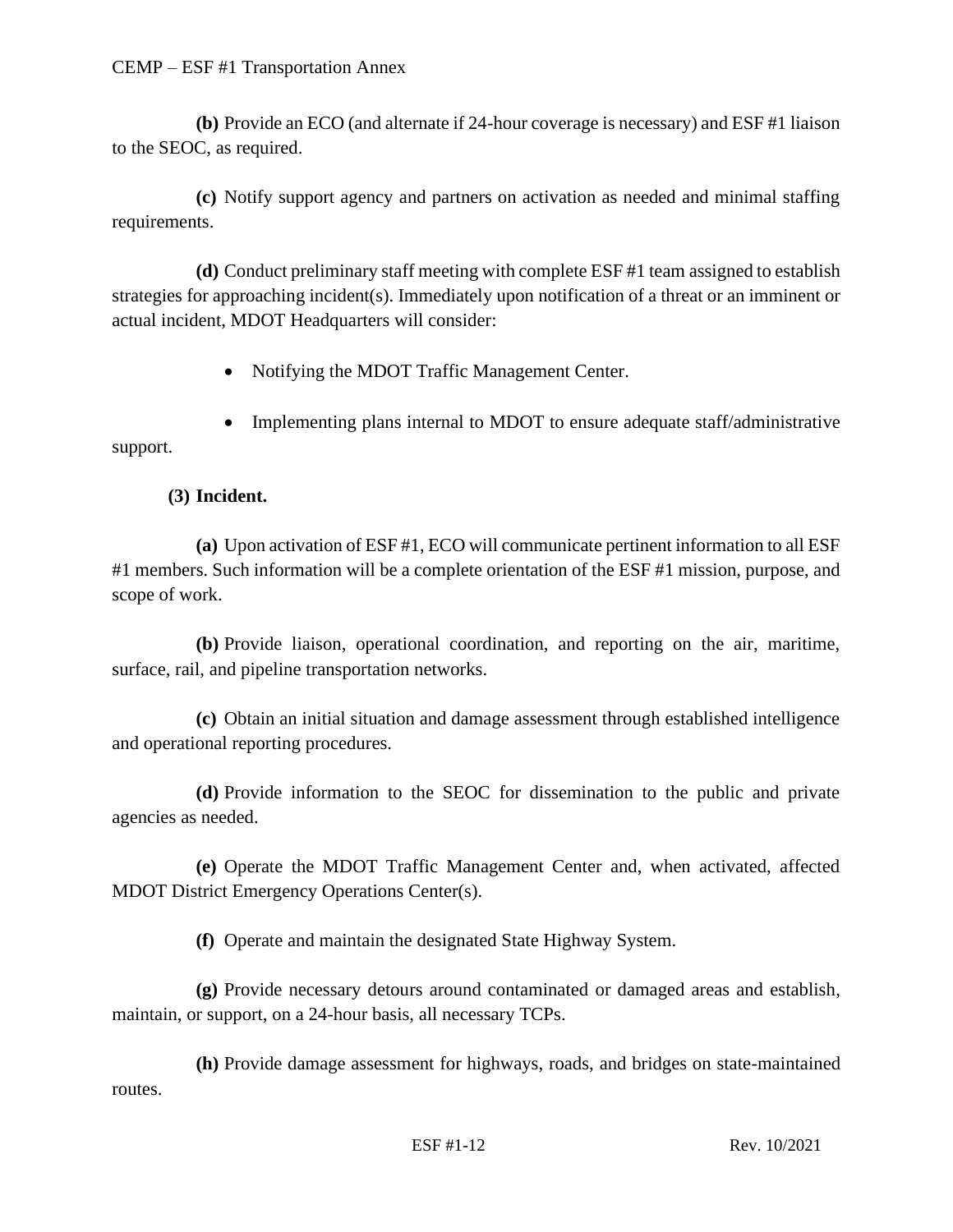**(b)** Provide an ECO (and alternate if 24-hour coverage is necessary) and ESF #1 liaison to the SEOC, as required.

**(c)** Notify support agency and partners on activation as needed and minimal staffing requirements.

**(d)** Conduct preliminary staff meeting with complete ESF #1 team assigned to establish strategies for approaching incident(s). Immediately upon notification of a threat or an imminent or actual incident, MDOT Headquarters will consider:

- Notifying the MDOT Traffic Management Center.
- Implementing plans internal to MDOT to ensure adequate staff/administrative support.

**(3) Incident.**

**(a)** Upon activation of ESF #1, ECO will communicate pertinent information to all ESF #1 members. Such information will be a complete orientation of the ESF #1 mission, purpose, and scope of work.

**(b)** Provide liaison, operational coordination, and reporting on the air, maritime, surface, rail, and pipeline transportation networks.

**(c)** Obtain an initial situation and damage assessment through established intelligence and operational reporting procedures.

**(d)** Provide information to the SEOC for dissemination to the public and private agencies as needed.

**(e)** Operate the MDOT Traffic Management Center and, when activated, affected MDOT District Emergency Operations Center(s).

**(f)** Operate and maintain the designated State Highway System.

**(g)** Provide necessary detours around contaminated or damaged areas and establish, maintain, or support, on a 24-hour basis, all necessary TCPs.

**(h)** Provide damage assessment for highways, roads, and bridges on state-maintained routes.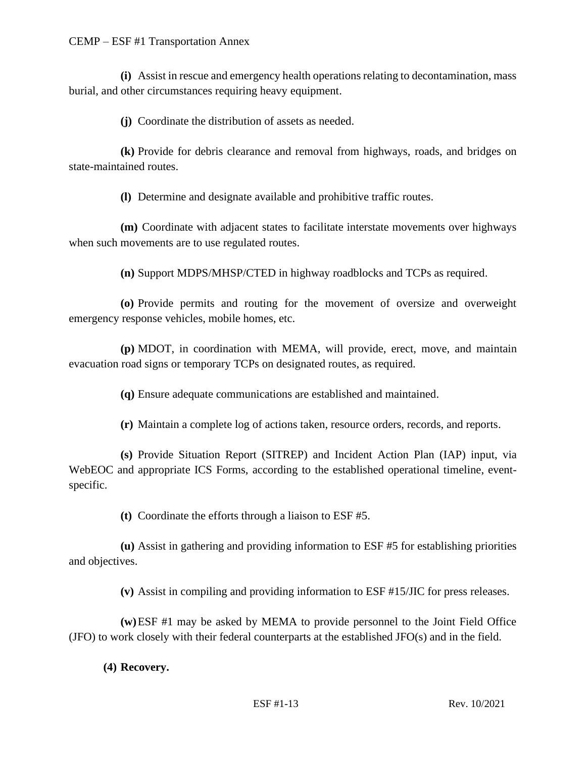**(i)** Assist in rescue and emergency health operations relating to decontamination, mass burial, and other circumstances requiring heavy equipment.

**(j)** Coordinate the distribution of assets as needed.

**(k)** Provide for debris clearance and removal from highways, roads, and bridges on state-maintained routes.

**(l)** Determine and designate available and prohibitive traffic routes.

**(m)** Coordinate with adjacent states to facilitate interstate movements over highways when such movements are to use regulated routes.

**(n)** Support MDPS/MHSP/CTED in highway roadblocks and TCPs as required.

**(o)** Provide permits and routing for the movement of oversize and overweight emergency response vehicles, mobile homes, etc.

**(p)** MDOT, in coordination with MEMA, will provide, erect, move, and maintain evacuation road signs or temporary TCPs on designated routes, as required.

**(q)** Ensure adequate communications are established and maintained.

**(r)** Maintain a complete log of actions taken, resource orders, records, and reports.

**(s)** Provide Situation Report (SITREP) and Incident Action Plan (IAP) input, via WebEOC and appropriate ICS Forms, according to the established operational timeline, event-specific.

**(t)** Coordinate the efforts through a liaison to ESF #5.

**(u)** Assist in gathering and providing information to ESF #5 for establishing priorities and objectives.

**(v)** Assist in compiling and providing information to ESF #15/JIC for press releases.

**(w)** ESF #1 may be asked by MEMA to provide personnel to the Joint Field Office (JFO) to work closely with their federal counterparts at the established JFO(s) and in the field.

**(4) Recovery.**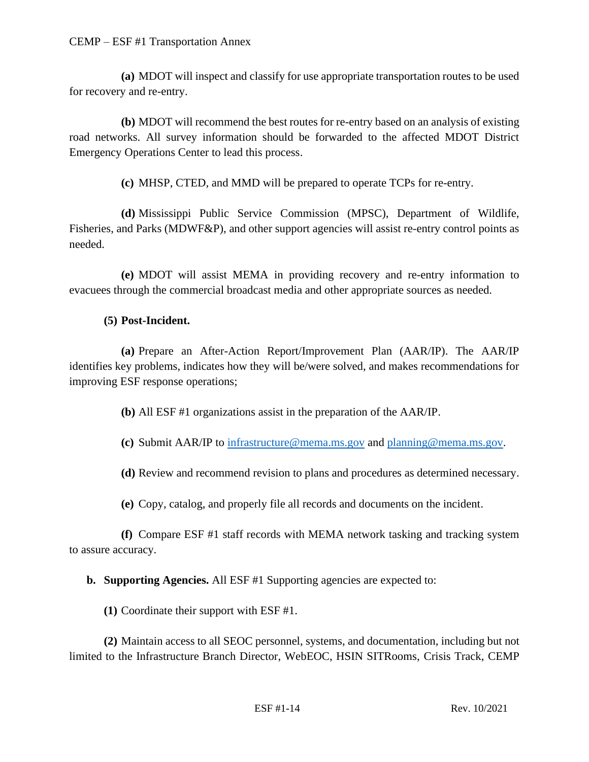**(a)** MDOT will inspect and classify for use appropriate transportation routes to be used for recovery and re-entry.

**(b)** MDOT will recommend the best routes for re-entry based on an analysis of existing road networks. All survey information should be forwarded to the affected MDOT District Emergency Operations Center to lead this process.

**(c)** MHSP, CTED, and MMD will be prepared to operate TCPs for re-entry.

**(d)** Mississippi Public Service Commission (MPSC), Department of Wildlife, Fisheries, and Parks (MDWF&P), and other support agencies will assist re-entry control points as needed.

**(e)** MDOT will assist MEMA in providing recovery and re-entry information to evacuees through the commercial broadcast media and other appropriate sources as needed.

**(5) Post-Incident.**

**(a)** Prepare an After-Action Report/Improvement Plan (AAR/IP). The AAR/IP identifies key problems, indicates how they will be/were solved, and makes recommendations for improving ESF response operations;

**(b)** All ESF #1 organizations assist in the preparation of the AAR/IP.

**(c)** Submit AAR/IP to infrastructure@mema.ms.gov and planning@mema.ms.gov.

**(d)** Review and recommend revision to plans and procedures as determined necessary.

**(e)** Copy, catalog, and properly file all records and documents on the incident.

**(f)** Compare ESF #1 staff records with MEMA network tasking and tracking system to assure accuracy.

**b. Supporting Agencies.** All ESF #1 Supporting agencies are expected to:

**(1)** Coordinate their support with ESF #1.

**(2)** Maintain access to all SEOC personnel, systems, and documentation, including but not limited to the Infrastructure Branch Director, WebEOC, HSIN SITRooms, Crisis Track, CEMP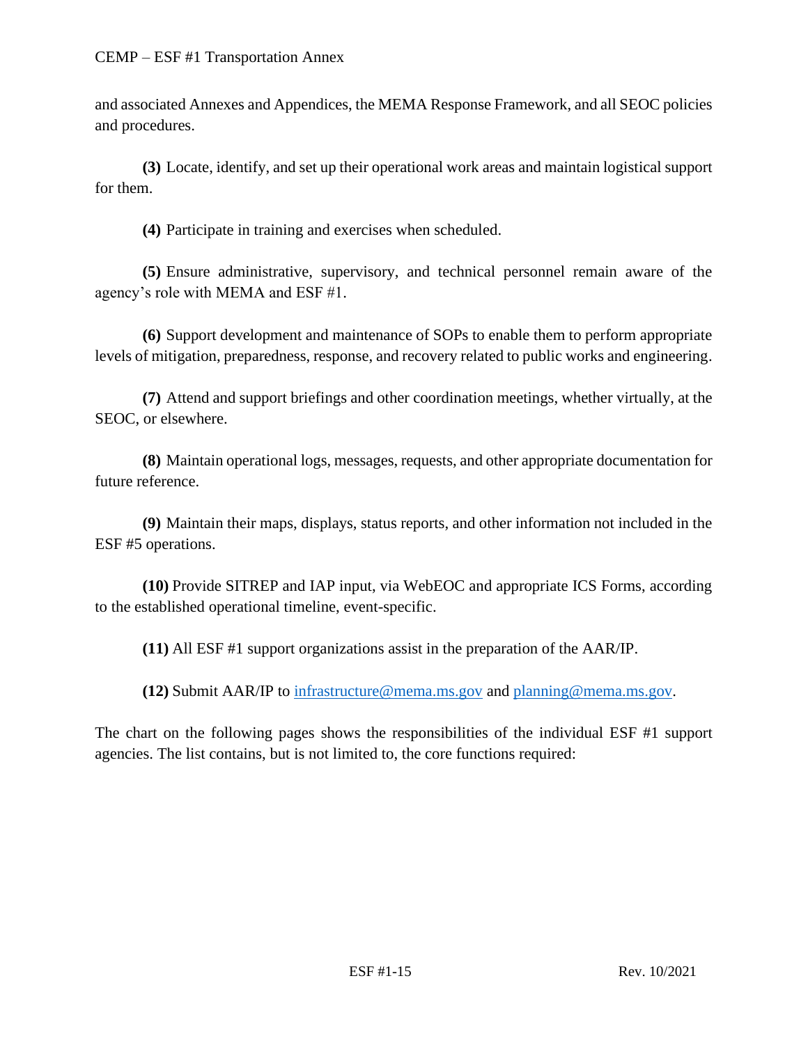and associated Annexes and Appendices, the MEMA Response Framework, and all SEOC policies and procedures.

**(3)** Locate, identify, and set up their operational work areas and maintain logistical support for them.

**(4)** Participate in training and exercises when scheduled.

**(5)** Ensure administrative, supervisory, and technical personnel remain aware of the agency's role with MEMA and ESF #1.

**(6)** Support development and maintenance of SOPs to enable them to perform appropriate levels of mitigation, preparedness, response, and recovery related to public works and engineering.

**(7)** Attend and support briefings and other coordination meetings, whether virtually, at the SEOC, or elsewhere.

**(8)** Maintain operational logs, messages, requests, and other appropriate documentation for future reference.

**(9)** Maintain their maps, displays, status reports, and other information not included in the ESF #5 operations.

**(10)** Provide SITREP and IAP input, via WebEOC and appropriate ICS Forms, according to the established operational timeline, event-specific.

**(11)** All ESF #1 support organizations assist in the preparation of the AAR/IP.

**(12)** Submit AAR/IP to infrastructure@mema.ms.gov and planning@mema.ms.gov.

The chart on the following pages shows the responsibilities of the individual ESF #1 support agencies. The list contains, but is not limited to, the core functions required: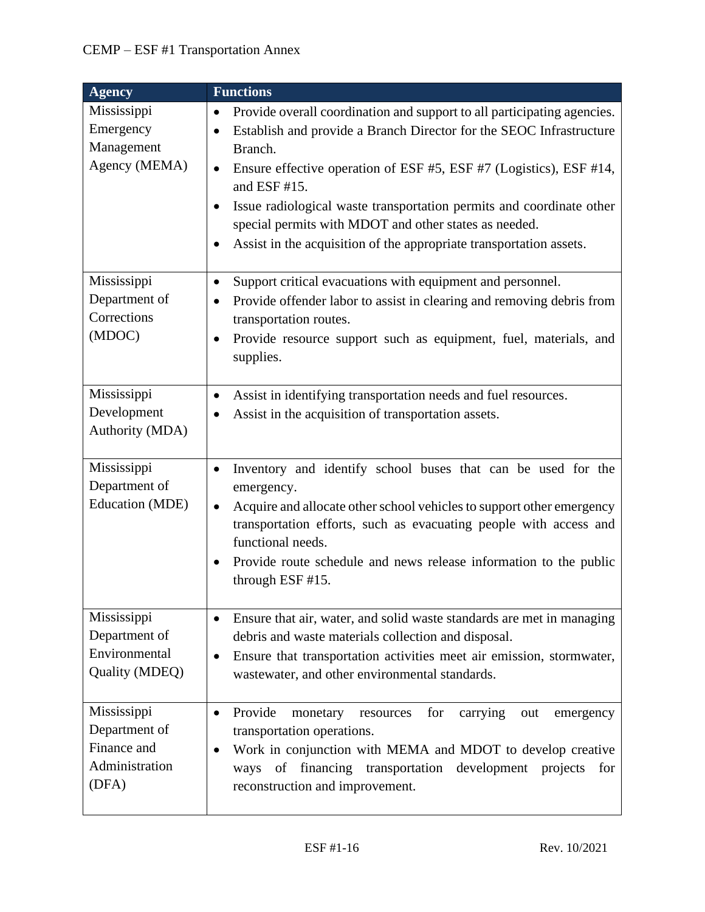| Agency | Functions |
| --- | --- |
| Mississippi Emergency Management Agency (MEMA) | • Provide overall coordination and support to all participating agencies.<br>• Establish and provide a Branch Director for the SEOC Infrastructure Branch.<br>• Ensure effective operation of ESF #5, ESF #7 (Logistics), ESF #14, and ESF #15.<br>• Issue radiological waste transportation permits and coordinate other special permits with MDOT and other states as needed.<br>• Assist in the acquisition of the appropriate transportation assets. |
| Mississippi Department of Corrections (MDOC) | • Support critical evacuations with equipment and personnel.<br>• Provide offender labor to assist in clearing and removing debris from transportation routes.<br>• Provide resource support such as equipment, fuel, materials, and supplies. |
| Mississippi Development Authority (MDA) | • Assist in identifying transportation needs and fuel resources.<br>• Assist in the acquisition of transportation assets. |
| Mississippi Department of Education (MDE) | • Inventory and identify school buses that can be used for the emergency.<br>• Acquire and allocate other school vehicles to support other emergency transportation efforts, such as evacuating people with access and functional needs.<br>• Provide route schedule and news release information to the public through ESF #15. |
| Mississippi Department of Environmental Quality (MDEQ) | • Ensure that air, water, and solid waste standards are met in managing debris and waste materials collection and disposal.<br>• Ensure that transportation activities meet air emission, stormwater, wastewater, and other environmental standards. |
| Mississippi Department of Finance and Administration (DFA) | • Provide monetary resources for carrying out emergency transportation operations.<br>• Work in conjunction with MEMA and MDOT to develop creative ways of financing transportation development projects for reconstruction and improvement. |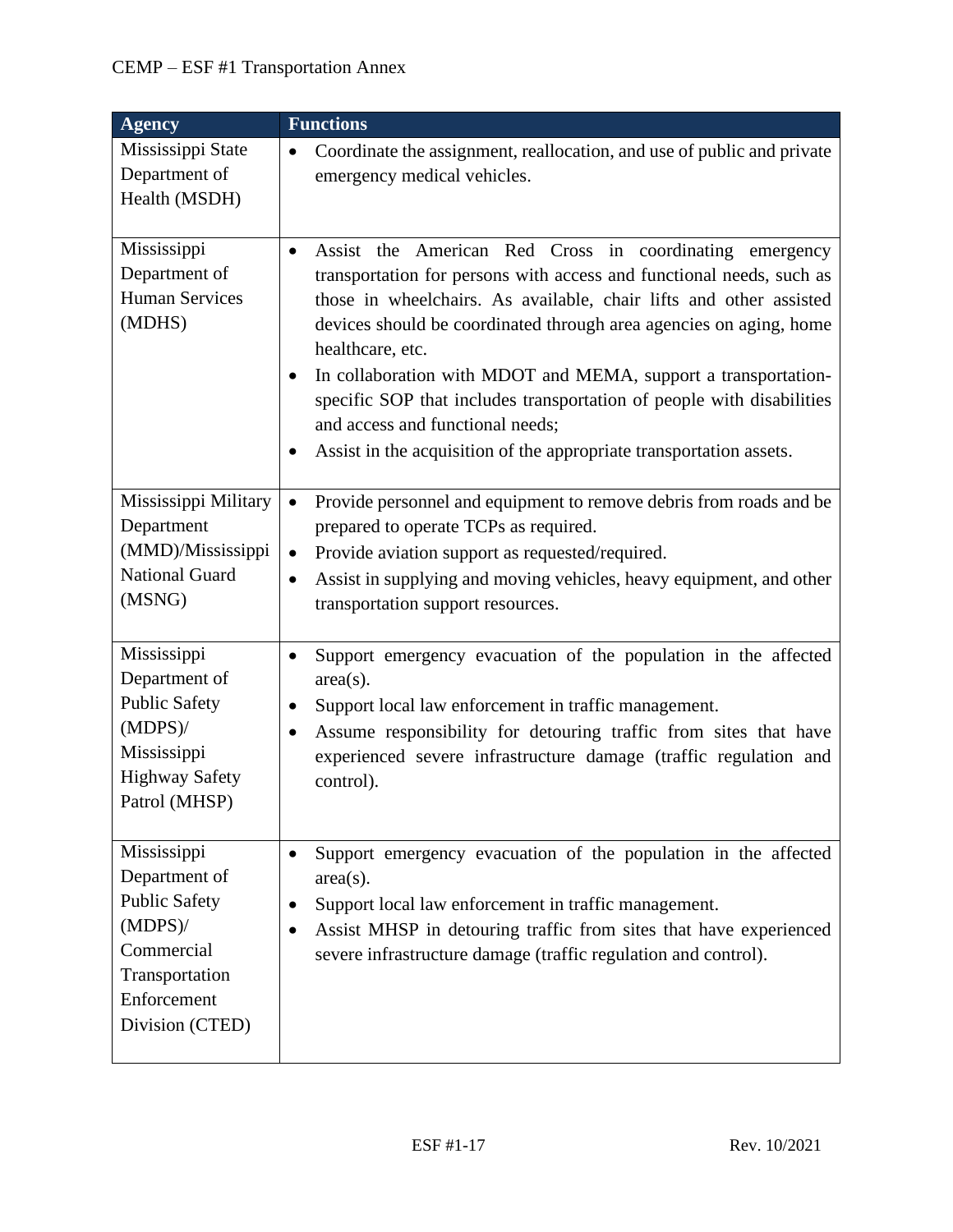| Agency | Functions |
|---|---|
| Mississippi State Department of Health (MSDH) | • Coordinate the assignment, reallocation, and use of public and private emergency medical vehicles. |
| Mississippi Department of Human Services (MDHS) | • Assist the American Red Cross in coordinating emergency transportation for persons with access and functional needs, such as those in wheelchairs. As available, chair lifts and other assisted devices should be coordinated through area agencies on aging, home healthcare, etc.<br>• In collaboration with MDOT and MEMA, support a transportation-specific SOP that includes transportation of people with disabilities and access and functional needs;<br>• Assist in the acquisition of the appropriate transportation assets. |
| Mississippi Military Department (MMD)/Mississippi National Guard (MSNG) | • Provide personnel and equipment to remove debris from roads and be prepared to operate TCPs as required.<br>• Provide aviation support as requested/required.<br>• Assist in supplying and moving vehicles, heavy equipment, and other transportation support resources. |
| Mississippi Department of Public Safety (MDPS)/ Mississippi Highway Safety Patrol (MHSP) | • Support emergency evacuation of the population in the affected area(s).<br>• Support local law enforcement in traffic management.<br>• Assume responsibility for detouring traffic from sites that have experienced severe infrastructure damage (traffic regulation and control). |
| Mississippi Department of Public Safety (MDPS)/ Commercial Transportation Enforcement Division (CTED) | • Support emergency evacuation of the population in the affected area(s).<br>• Support local law enforcement in traffic management.<br>• Assist MHSP in detouring traffic from sites that have experienced severe infrastructure damage (traffic regulation and control). |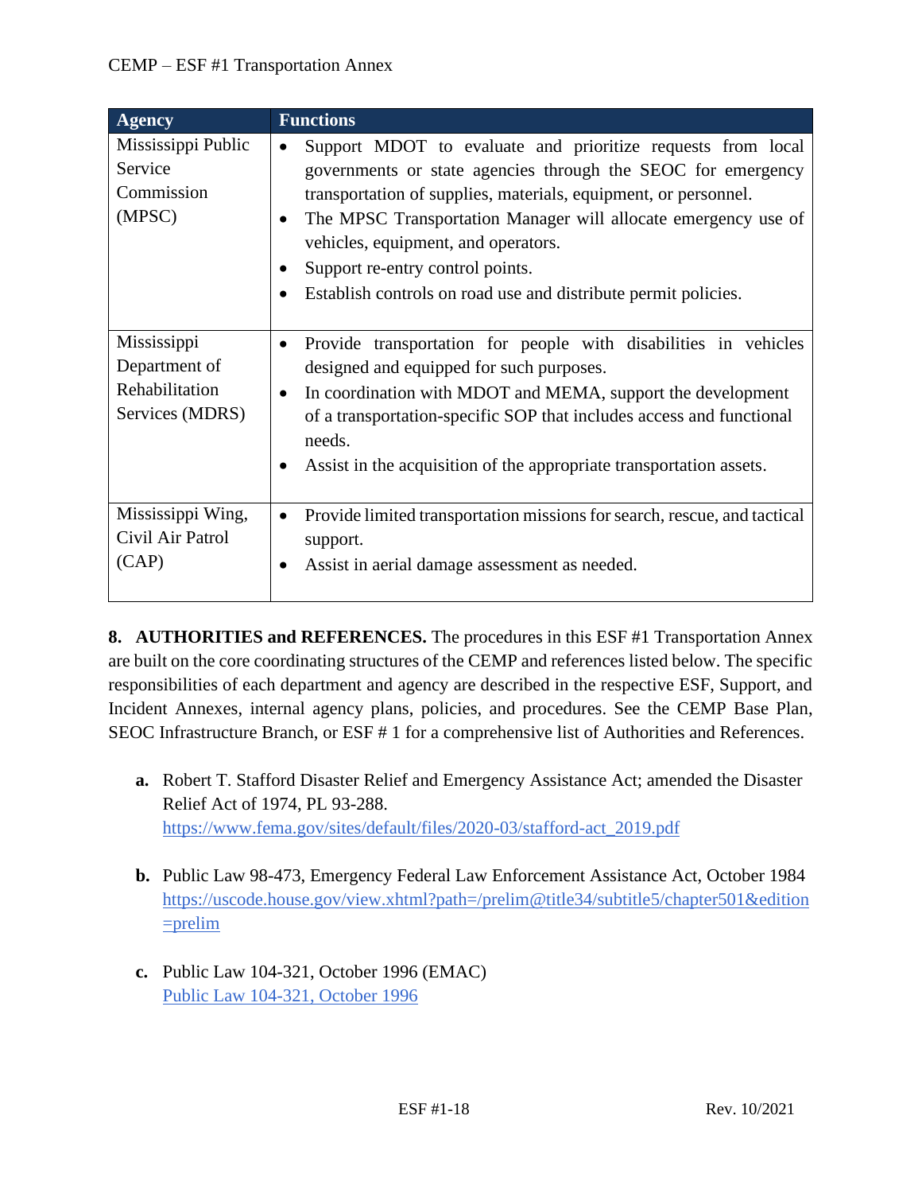| Agency | Functions |
| --- | --- |
| Mississippi Public Service Commission (MPSC) | • Support MDOT to evaluate and prioritize requests from local governments or state agencies through the SEOC for emergency transportation of supplies, materials, equipment, or personnel.<br>• The MPSC Transportation Manager will allocate emergency use of vehicles, equipment, and operators.<br>• Support re-entry control points.<br>• Establish controls on road use and distribute permit policies. |
| Mississippi Department of Rehabilitation Services (MDRS) | • Provide transportation for people with disabilities in vehicles designed and equipped for such purposes.<br>• In coordination with MDOT and MEMA, support the development of a transportation-specific SOP that includes access and functional needs.<br>• Assist in the acquisition of the appropriate transportation assets. |
| Mississippi Wing, Civil Air Patrol (CAP) | • Provide limited transportation missions for search, rescue, and tactical support.<br>• Assist in aerial damage assessment as needed. |

**8. AUTHORITIES and REFERENCES.** The procedures in this ESF #1 Transportation Annex are built on the core coordinating structures of the CEMP and references listed below. The specific responsibilities of each department and agency are described in the respective ESF, Support, and Incident Annexes, internal agency plans, policies, and procedures. See the CEMP Base Plan, SEOC Infrastructure Branch, or ESF # 1 for a comprehensive list of Authorities and References.

**a.** Robert T. Stafford Disaster Relief and Emergency Assistance Act; amended the Disaster Relief Act of 1974, PL 93-288.
https://www.fema.gov/sites/default/files/2020-03/stafford-act_2019.pdf

**b.** Public Law 98-473, Emergency Federal Law Enforcement Assistance Act, October 1984
https://uscode.house.gov/view.xhtml?path=/prelim@title34/subtitle5/chapter501&edition=prelim

**c.** Public Law 104-321, October 1996 (EMAC)
Public Law 104-321, October 1996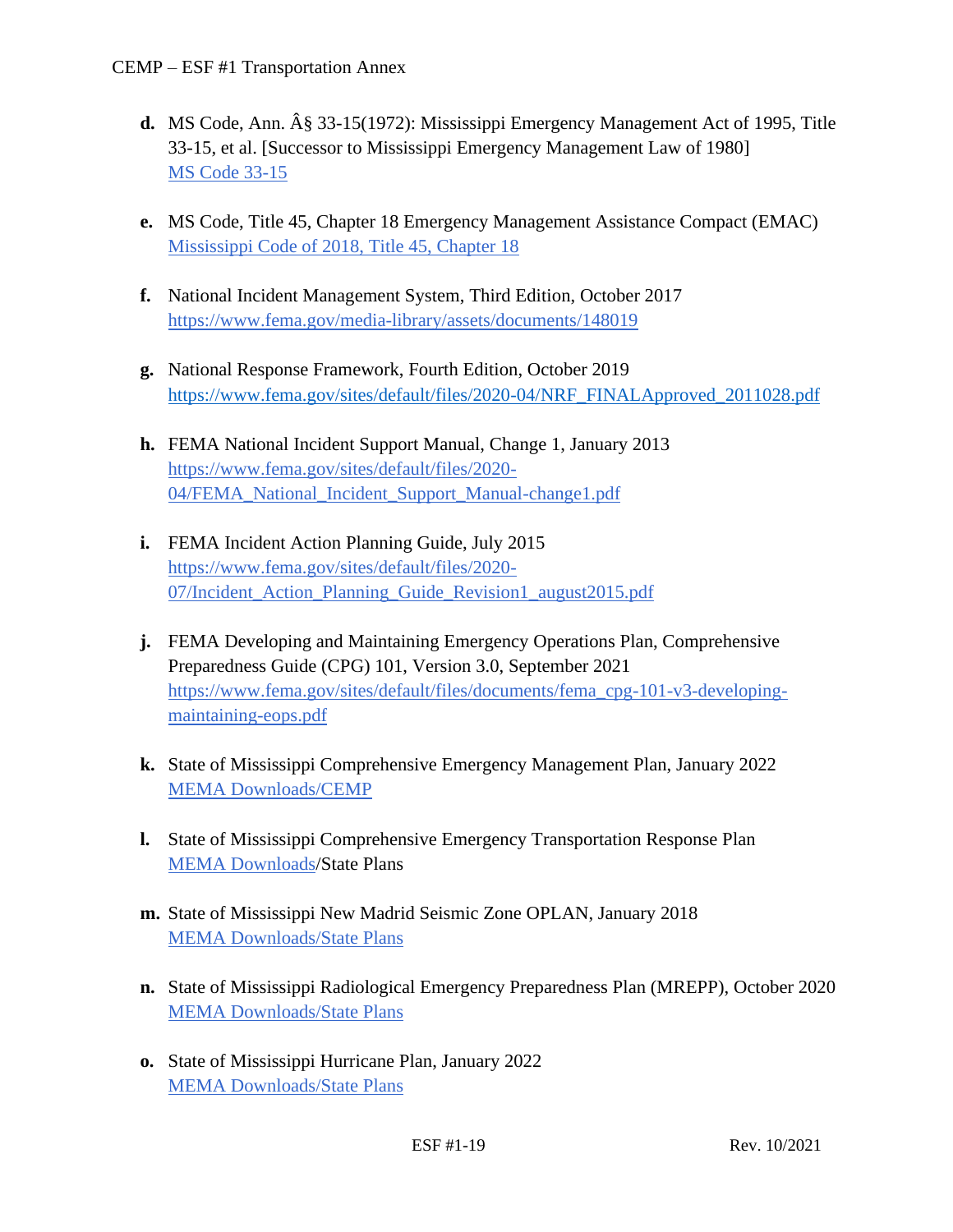d. MS Code, Ann. Â§ 33-15(1972): Mississippi Emergency Management Act of 1995, Title 33-15, et al. [Successor to Mississippi Emergency Management Law of 1980]
   MS Code 33-15

e. MS Code, Title 45, Chapter 18 Emergency Management Assistance Compact (EMAC)
   Mississippi Code of 2018, Title 45, Chapter 18

f. National Incident Management System, Third Edition, October 2017
   https://www.fema.gov/media-library/assets/documents/148019

g. National Response Framework, Fourth Edition, October 2019
   https://www.fema.gov/sites/default/files/2020-04/NRF_FINALApproved_2011028.pdf

h. FEMA National Incident Support Manual, Change 1, January 2013
   https://www.fema.gov/sites/default/files/2020-04/FEMA_National_Incident_Support_Manual-change1.pdf

i. FEMA Incident Action Planning Guide, July 2015
   https://www.fema.gov/sites/default/files/2020-07/Incident_Action_Planning_Guide_Revision1_august2015.pdf

j. FEMA Developing and Maintaining Emergency Operations Plan, Comprehensive Preparedness Guide (CPG) 101, Version 3.0, September 2021
   https://www.fema.gov/sites/default/files/documents/fema_cpg-101-v3-developing-maintaining-eops.pdf

k. State of Mississippi Comprehensive Emergency Management Plan, January 2022
   MEMA Downloads/CEMP

l. State of Mississippi Comprehensive Emergency Transportation Response Plan
   MEMA Downloads/State Plans

m. State of Mississippi New Madrid Seismic Zone OPLAN, January 2018
   MEMA Downloads/State Plans

n. State of Mississippi Radiological Emergency Preparedness Plan (MREPP), October 2020
   MEMA Downloads/State Plans

o. State of Mississippi Hurricane Plan, January 2022
   MEMA Downloads/State Plans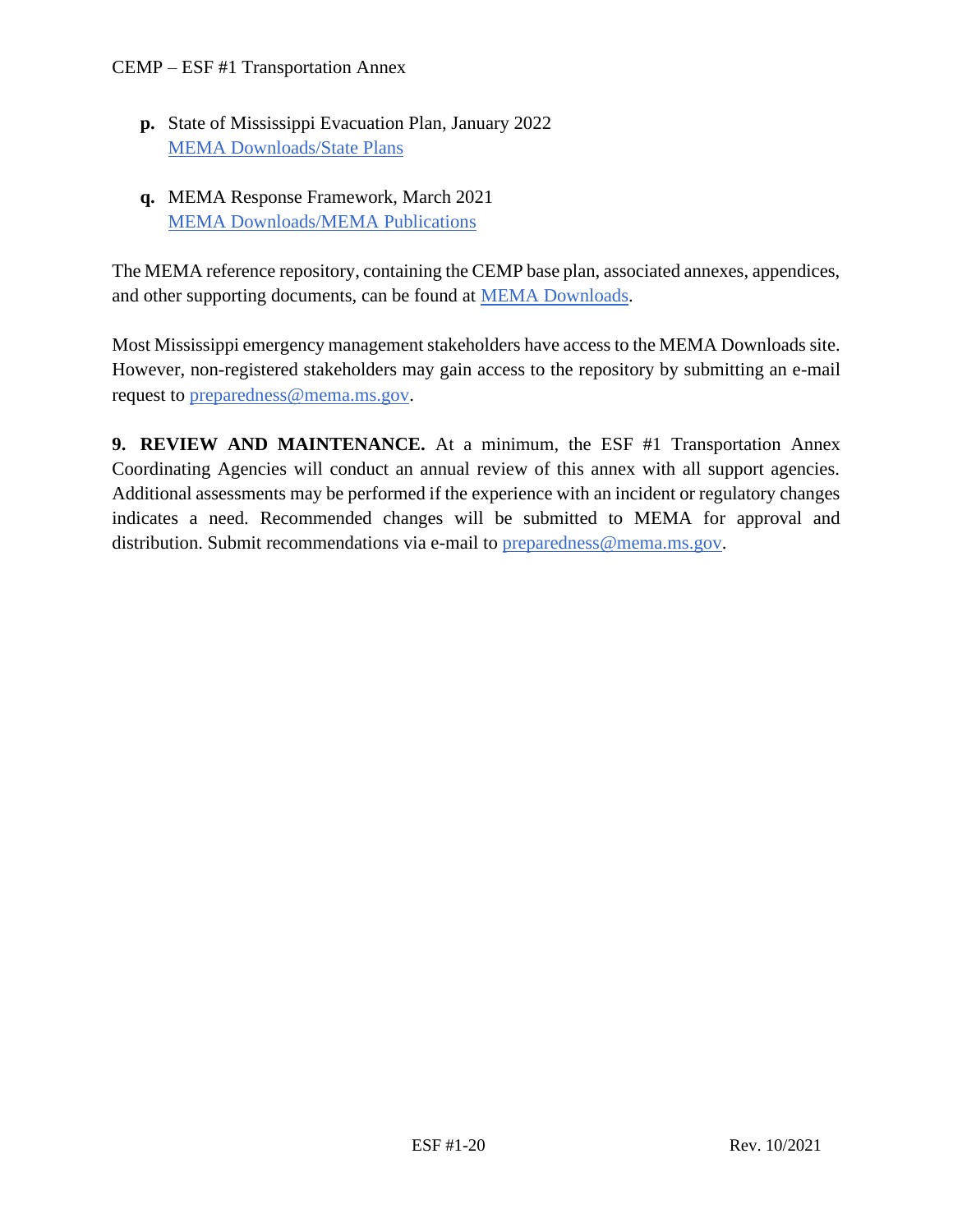**p.** State of Mississippi Evacuation Plan, January 2022
MEMA Downloads/State Plans

**q.** MEMA Response Framework, March 2021
MEMA Downloads/MEMA Publications

The MEMA reference repository, containing the CEMP base plan, associated annexes, appendices, and other supporting documents, can be found at MEMA Downloads.

Most Mississippi emergency management stakeholders have access to the MEMA Downloads site. However, non-registered stakeholders may gain access to the repository by submitting an e-mail request to preparedness@mema.ms.gov.

**9. REVIEW AND MAINTENANCE.** At a minimum, the ESF #1 Transportation Annex Coordinating Agencies will conduct an annual review of this annex with all support agencies. Additional assessments may be performed if the experience with an incident or regulatory changes indicates a need. Recommended changes will be submitted to MEMA for approval and distribution. Submit recommendations via e-mail to preparedness@mema.ms.gov.